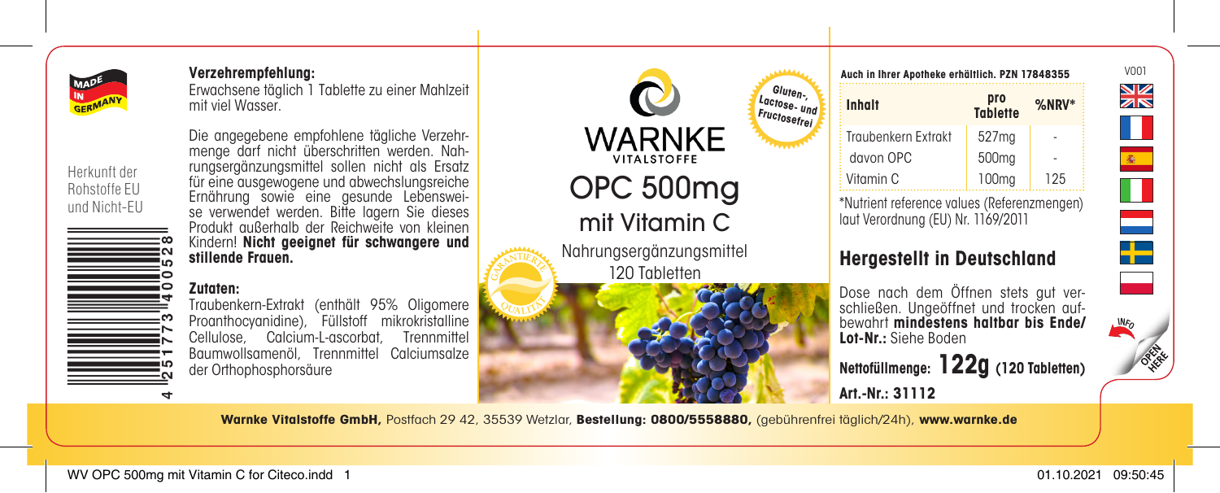MADE IN GERMANY

Herkunft der Rohstoffe EU und Nicht-EU

4 251773 400528

**Verzehrempfehlung:**
Erwachsene täglich 1 Tablette zu einer Mahlzeit mit viel Wasser.

Die angegebene empfohlene tägliche Verzehrmenge darf nicht überschritten werden. Nahrungsergänzungsmittel sollen nicht als Ersatz für eine ausgewogene und abwechslungsreiche Ernährung sowie eine gesunde Lebensweise verwendet werden. Bitte lagern Sie dieses Produkt außerhalb der Reichweite von kleinen Kindern! **Nicht geeignet für schwangere und stillende Frauen.**

**Zutaten:**
Traubenkern-Extrakt (enthält 95% Oligomere Proanthocyanidine), Füllstoff mikrokristalline Cellulose, Calcium-L-ascorbat, Trennmittel Baumwollsamenöl, Trennmittel Calciumsalze der Orthophosphorsäure

WARNKE VITALSTOFFE

# OPC 500mg
## mit Vitamin C

Nahrungsergänzungsmittel
120 Tabletten

Gluten-, Lactose- und Fructosefrei

GARANTIERTE QUALITÄT

**Auch in Ihrer Apotheke erhältlich. PZN 17848355**

| **Inhalt** | **pro Tablette** | **%NRV*** |
|---|---|---|
| Traubenkern Extrakt | 527mg | - |
| davon OPC | 500mg | - |
| Vitamin C | 100mg | 125 |

*Nutrient reference values (Referenzmengen) laut Verordnung (EU) Nr. 1169/2011

## Hergestellt in Deutschland

Dose nach dem Öffnen stets gut verschließen. Ungeöffnet und trocken aufbewahrt **mindestens haltbar bis Ende/ Lot-Nr.:** Siehe Boden

**Nettofüllmenge: 122g (120 Tabletten)**

**Art.-Nr.: 31112**

V001

INFO OPEN HERE

**Warnke Vitalstoffe GmbH,** Postfach 29 42, 35539 Wetzlar, **Bestellung: 0800/5558880,** (gebührenfrei täglich/24h), **www.warnke.de**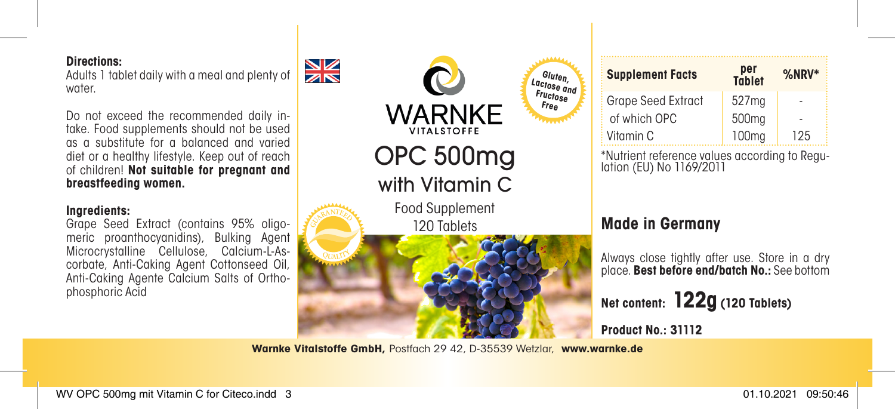**Directions:**
Adults 1 tablet daily with a meal and plenty of water.

Do not exceed the recommended daily intake. Food supplements should not be used as a substitute for a balanced and varied diet or a healthy lifestyle. Keep out of reach of children! **Not suitable for pregnant and breastfeeding women.**

**Ingredients:**
Grape Seed Extract (contains 95% oligomeric proanthocyanidins), Bulking Agent Microcrystalline Cellulose, Calcium-L-Ascorbate, Anti-Caking Agent Cottonseed Oil, Anti-Caking Agente Calcium Salts of Orthophosphoric Acid

WARNKE
VITALSTOFFE

Gluten, Lactose and Fructose Free

# OPC 500mg
## with Vitamin C

Food Supplement
120 Tablets

GUARANTEED QUALITY

| Supplement Facts | per Tablet | %NRV* |
|---|---|---|
| Grape Seed Extract | 527mg | - |
| of which OPC | 500mg | - |
| Vitamin C | 100mg | 125 |

*Nutrient reference values according to Regulation (EU) No 1169/2011

## Made in Germany

Always close tightly after use. Store in a dry place. **Best before end/batch No.:** See bottom

**Net content: 122g (120 Tablets)**

**Product No.: 31112**

**Warnke Vitalstoffe GmbH,** Postfach 29 42, D-35539 Wetzlar, **www.warnke.de**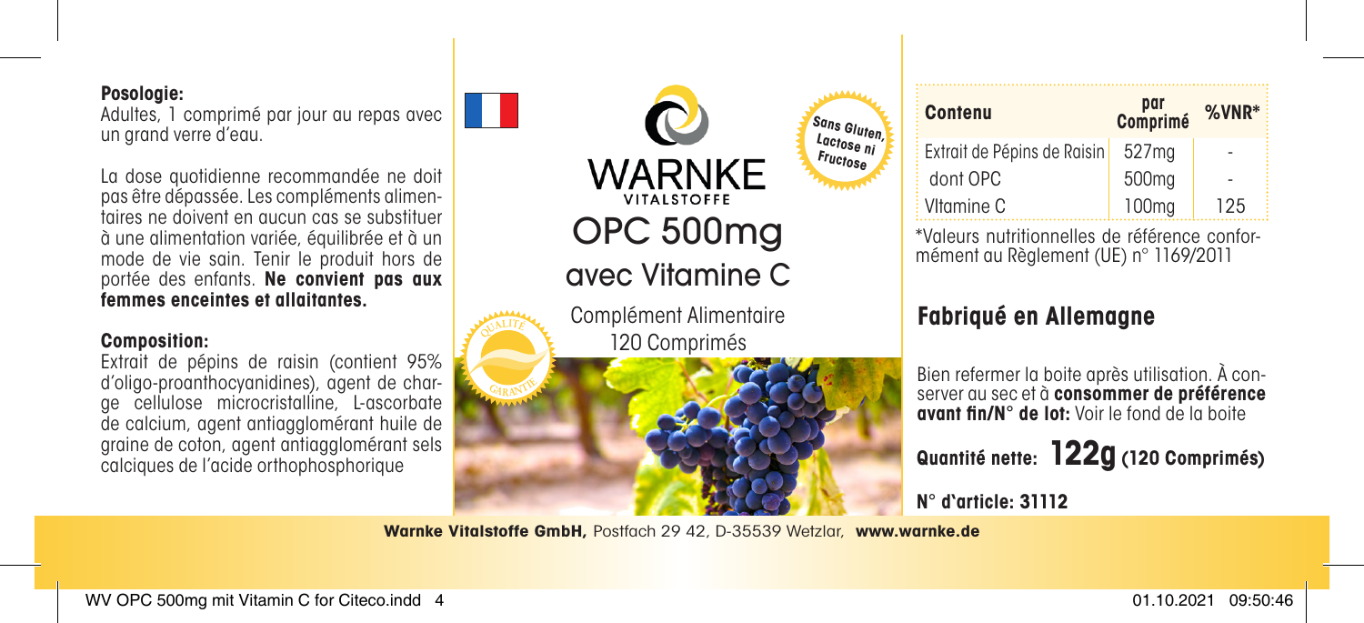**Posologie:**
Adultes, 1 comprimé par jour au repas avec un grand verre d'eau.

La dose quotidienne recommandée ne doit pas être dépassée. Les compléments alimentaires ne doivent en aucun cas se substituer à une alimentation variée, équilibrée et à un mode de vie sain. Tenir le produit hors de portée des enfants. **Ne convient pas aux femmes enceintes et allaitantes.**

**Composition:**
Extrait de pépins de raisin (contient 95% d'oligo-proanthocyanidines), agent de charge cellulose microcristalline, L-ascorbate de calcium, agent antiagglomérant huile de graine de coton, agent antiagglomérant sels calciques de l'acide orthophosphorique

WARNKE
VITALSTOFFE

Sans Gluten, Lactose ni Fructose

# OPC 500mg

## avec Vitamine C

Complément Alimentaire
120 Comprimés

QUALITÉ GARANTIE

| Contenu | par Comprimé | %VNR* |
|---|---|---|
| Extrait de Pépins de Raisin | 527mg | - |
| dont OPC | 500mg | - |
| VItamine C | 100mg | 125 |

*Valeurs nutritionnelles de référence conformément au Règlement (UE) n° 1169/2011

## Fabriqué en Allemagne

Bien refermer la boite après utilisation. À conserver au sec et à **consommer de préférence avant fin/N° de lot:** Voir le fond de la boite

**Quantité nette: 122g (120 Comprimés)**

**N° d'article: 31112**

**Warnke Vitalstoffe GmbH,** Postfach 29 42, D-35539 Wetzlar, **www.warnke.de**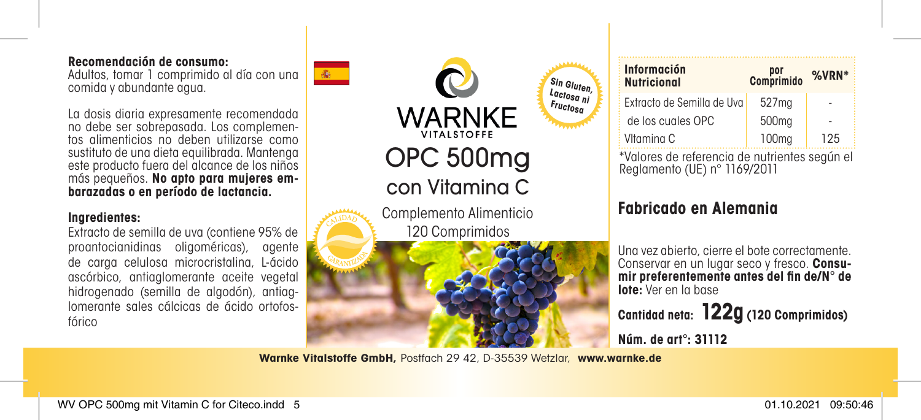**Recomendación de consumo:**
Adultos, tomar 1 comprimido al día con una comida y abundante agua.

La dosis diaria expresamente recomendada no debe ser sobrepasada. Los complementos alimenticios no deben utilizarse como sustituto de una dieta equilibrada. Mantenga este producto fuera del alcance de los niños más pequeños. **No apto para mujeres embarazadas o en período de lactancia.**

**Ingredientes:**
Extracto de semilla de uva (contiene 95% de proantocianidinas oligoméricas), agente de carga celulosa microcristalina, L-ácido ascórbico, antiaglomerante aceite vegetal hidrogenado (semilla de algodón), antiaglomerante sales cálcicas de ácido ortofosfórico

WARNKE
VITALSTOFFE

Sin Gluten, Lactosa ni Fructosa

# OPC 500mg
## con Vitamina C

Complemento Alimenticio
120 Comprimidos

CALIDAD GARANTIZADA

| Información Nutricional | por Comprimido | %VRN* |
|---|---|---|
| Extracto de Semilla de Uva | 527mg | - |
| de los cuales OPC | 500mg | - |
| VItamina C | 100mg | 125 |

*Valores de referencia de nutrientes según el Reglamento (UE) nº 1169/2011

## Fabricado en Alemania

Una vez abierto, cierre el bote correctamente. Conservar en un lugar seco y fresco. **Consumir preferentemente antes del fin de/N° de lote:** Ver en la base

**Cantidad neta: 122g (120 Comprimidos)**

**Núm. de art°: 31112**

**Warnke Vitalstoffe GmbH,** Postfach 29 42, D-35539 Wetzlar, **www.warnke.de**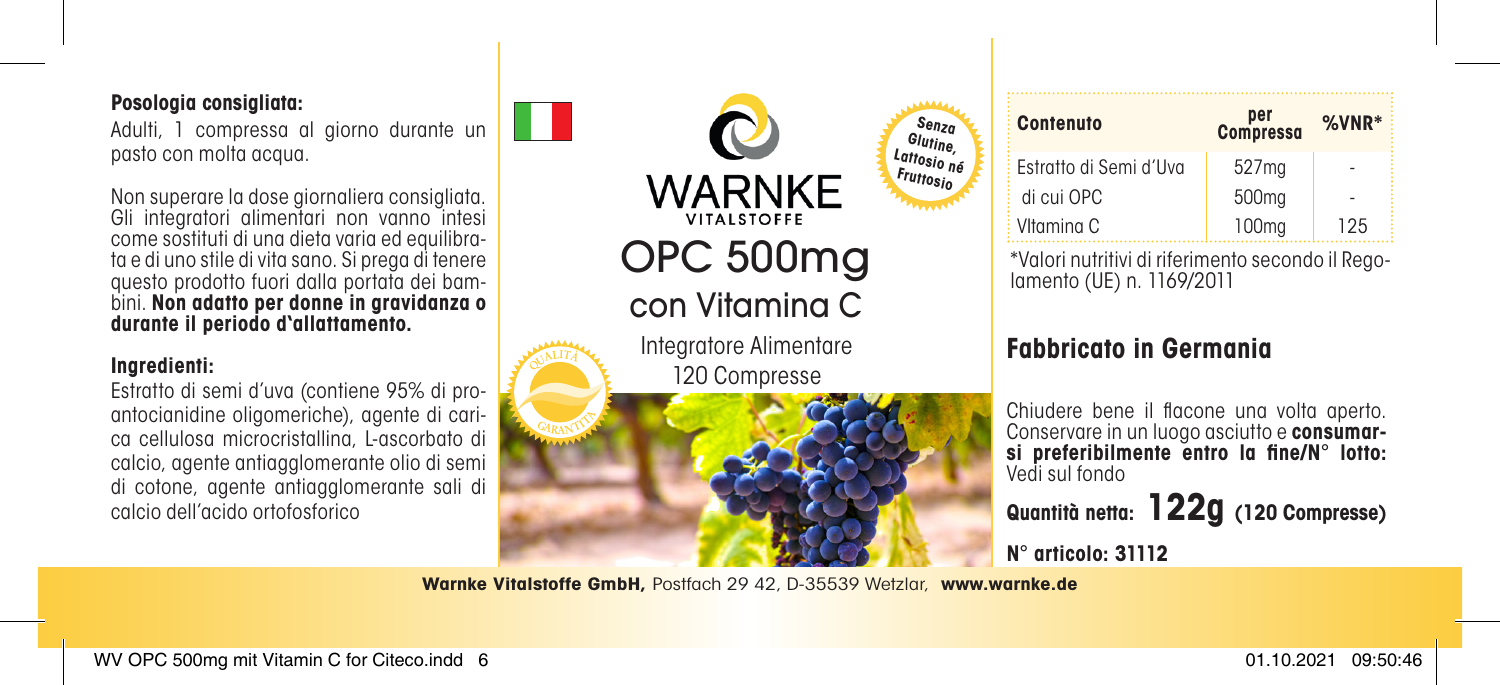**Posologia consigliata:**

Adulti, 1 compressa al giorno durante un pasto con molta acqua.

Non superare la dose giornaliera consigliata. Gli integratori alimentari non vanno intesi come sostituti di una dieta varia ed equilibrata e di uno stile di vita sano. Si prega di tenere questo prodotto fuori dalla portata dei bambini. **Non adatto per donne in gravidanza o durante il periodo d'allattamento.**

**Ingredienti:**

Estratto di semi d'uva (contiene 95% di proantocianidine oligomeriche), agente di carica cellulosa microcristallina, L-ascorbato di calcio, agente antiagglomerante olio di semi di cotone, agente antiagglomerante sali di calcio dell'acido ortofosforico

WARNKE
VITALSTOFFE

Senza Glutine, Lattosio né Fruttosio

# OPC 500mg

## con Vitamina C

Integratore Alimentare
120 Compresse

QUALITÀ GARANTITA

| Contenuto | per Compressa | %VNR* |
|---|---|---|
| Estratto di Semi d'Uva | 527mg | - |
| di cui OPC | 500mg | - |
| VItamina C | 100mg | 125 |

*Valori nutritivi di riferimento secondo il Regolamento (UE) n. 1169/2011

## Fabbricato in Germania

Chiudere bene il flacone una volta aperto. Conservare in un luogo asciutto e **consumarsi preferibilmente entro la fine/N° lotto:** Vedi sul fondo

**Quantità netta: 122g (120 Compresse)**

**N° articolo: 31112**

**Warnke Vitalstoffe GmbH,** Postfach 29 42, D-35539 Wetzlar, **www.warnke.de**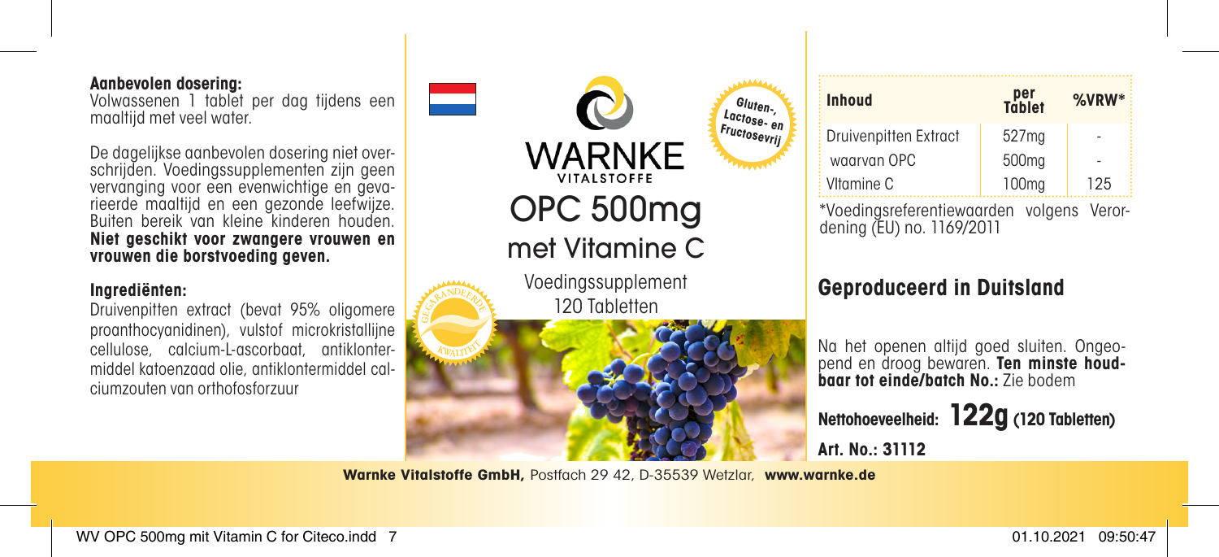**Aanbevolen dosering:**
Volwassenen 1 tablet per dag tijdens een maaltijd met veel water.

De dagelijkse aanbevolen dosering niet overschrijden. Voedingssupplementen zijn geen vervanging voor een evenwichtige en gevarieerde maaltijd en een gezonde leefwijze. Buiten bereik van kleine kinderen houden. **Niet geschikt voor zwangere vrouwen en vrouwen die borstvoeding geven.**

**Ingrediënten:**
Druivenpitten extract (bevat 95% oligomere proanthocyanidinen), vulstof microkristallijne cellulose, calcium-L-ascorbaat, antiklontermiddel katoenzaad olie, antiklontermiddel calciumzouten van orthofosforzuur

WARNKE
VITALSTOFFE

Gluten-, Lactose- en Fructosevrij

# OPC 500mg

## met Vitamine C

Voedingssupplement
120 Tabletten

GEGARANDEERDE KWALITEIT

| Inhoud | per Tablet | %VRW* |
|---|---|---|
| Druivenpitten Extract | 527mg | - |
| waarvan OPC | 500mg | - |
| VItamine C | 100mg | 125 |

*Voedingsreferentiewaarden volgens Verordening (EU) no. 1169/2011

## Geproduceerd in Duitsland

Na het openen altijd goed sluiten. Ongeopend en droog bewaren. **Ten minste houdbaar tot einde/batch No.:** Zie bodem

**Nettohoeveelheid: 122g (120 Tabletten)**

**Art. No.: 31112**

**Warnke Vitalstoffe GmbH,** Postfach 29 42, D-35539 Wetzlar, **www.warnke.de**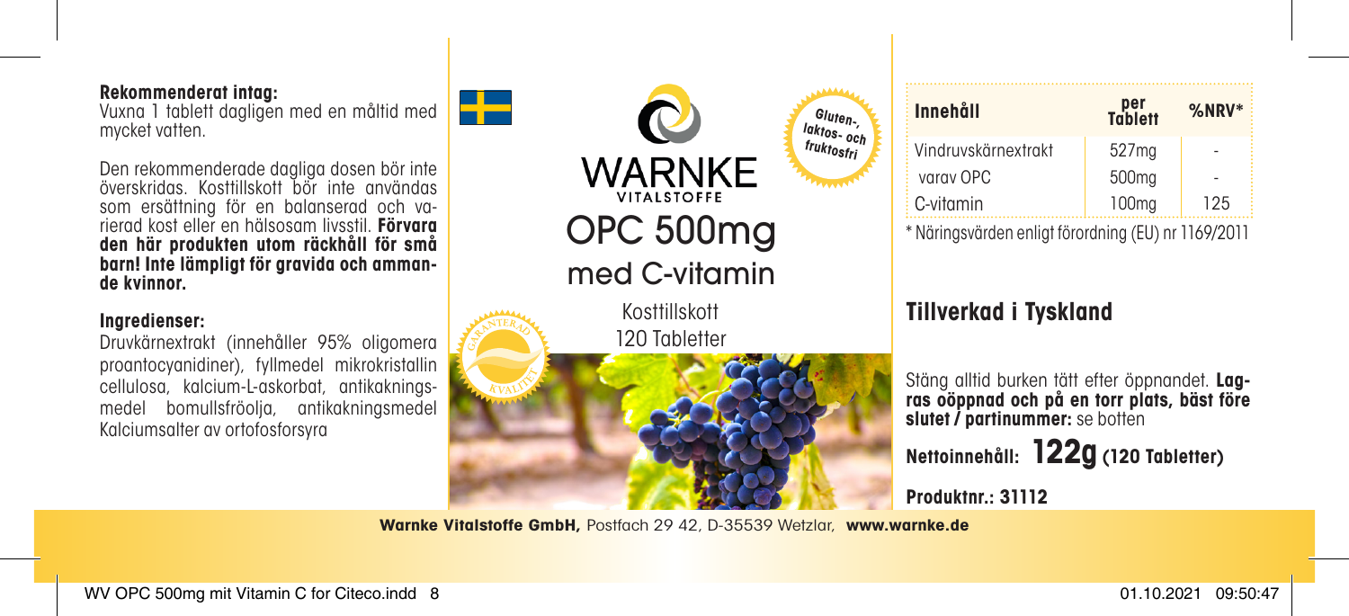**Rekommenderat intag:**
Vuxna 1 tablett dagligen med en måltid med mycket vatten.

Den rekommenderade dagliga dosen bör inte överskridas. Kosttillskott bör inte användas som ersättning för en balanserad och varierad kost eller en hälsosam livsstil. **Förvara den här produkten utom räckhåll för små barn! Inte lämpligt för gravida och ammande kvinnor.**

**Ingredienser:**
Druvkärnextrakt (innehåller 95% oligomera proantocyanidiner), fyllmedel mikrokristallin cellulosa, kalcium-L-askorbat, antikakningsmedel bomullsfröolja, antikakningsmedel Kalciumsalter av ortofosforsyra

WARNKE
VITALSTOFFE

Gluten-, laktos- och fruktosfri

# OPC 500mg
## med C-vitamin

Kosttillskott
120 Tabletter

GARANTERAD KVALITET

| Innehåll | per Tablett | %NRV* |
|---|---|---|
| Vindruvskärnextrakt | 527mg | - |
| varav OPC | 500mg | - |
| C-vitamin | 100mg | 125 |

\* Näringsvärden enligt förordning (EU) nr 1169/2011

## Tillverkad i Tyskland

Stäng alltid burken tätt efter öppnandet. **Lagras oöppnad och på en torr plats, bäst före slutet / partinummer:** se botten

**Nettoinnehåll: 122g (120 Tabletter)**

**Produktnr.: 31112**

**Warnke Vitalstoffe GmbH,** Postfach 29 42, D-35539 Wetzlar, **www.warnke.de**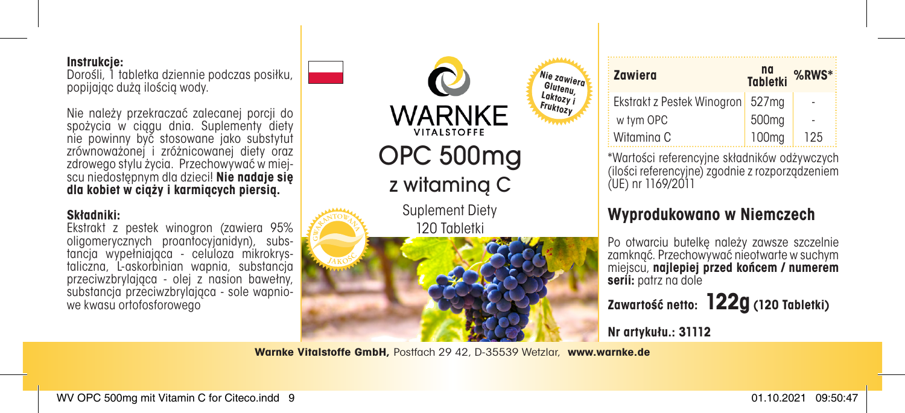**Instrukcje:**
Dorośli, 1 tabletka dziennie podczas posiłku, popijając dużą ilością wody.

Nie należy przekraczać zalecanej porcji do spożycia w ciągu dnia. Suplementy diety nie powinny być stosowane jako substytut zrównoważonej i zróżnicowanej diety oraz zdrowego stylu życia. Przechowywać w miejscu niedostępnym dla dzieci! **Nie nadaje się dla kobiet w ciąży i karmiących piersią.**

**Składniki:**
Ekstrakt z pestek winogron (zawiera 95% oligomerycznych proantocyjanidyn), substancja wypełniająca - celuloza mikrokrystaliczna, L-askorbinian wapnia, substancja przeciwzbrylająca - olej z nasion bawełny, substancja przeciwzbrylająca - sole wapniowe kwasu ortofosforowego

WARNKE
VITALSTOFFE

Nie zawiera Glutenu, Laktozy i Fruktozy

# OPC 500mg
## z witaminą C

Suplement Diety
120 Tabletki

GWARANTOWANA JAKOŚĆ

| Zawiera | na Tabletki | %RWS* |
|---|---|---|
| Ekstrakt z Pestek Winogron | 527mg | - |
| w tym OPC | 500mg | - |
| Witamina C | 100mg | 125 |

*Wartości referencyjne składników odżywczych (ilości referencyjne) zgodnie z rozporządzeniem (UE) nr 1169/2011

## Wyprodukowano w Niemczech

Po otwarciu butelkę należy zawsze szczelnie zamknąć. Przechowywać nieotwarte w suchym miejscu, **najlepiej przed końcem / numerem serii:** patrz na dole

**Zawartość netto: 122g (120 Tabletki)**

**Nr artykułu.: 31112**

**Warnke Vitalstoffe GmbH,** Postfach 29 42, D-35539 Wetzlar, **www.warnke.de**